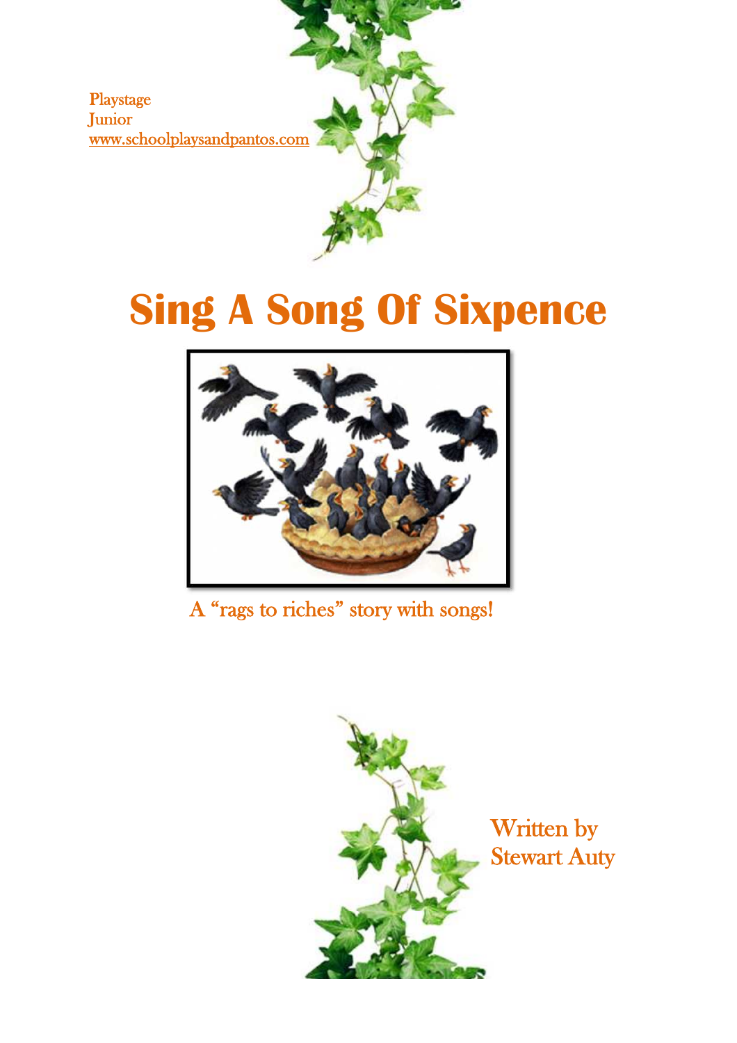Playstage
Junior
www.schoolplaysandpantos.com

# Sing A Song Of Sixpence

A "rags to riches" story with songs!

Written by
Stewart Auty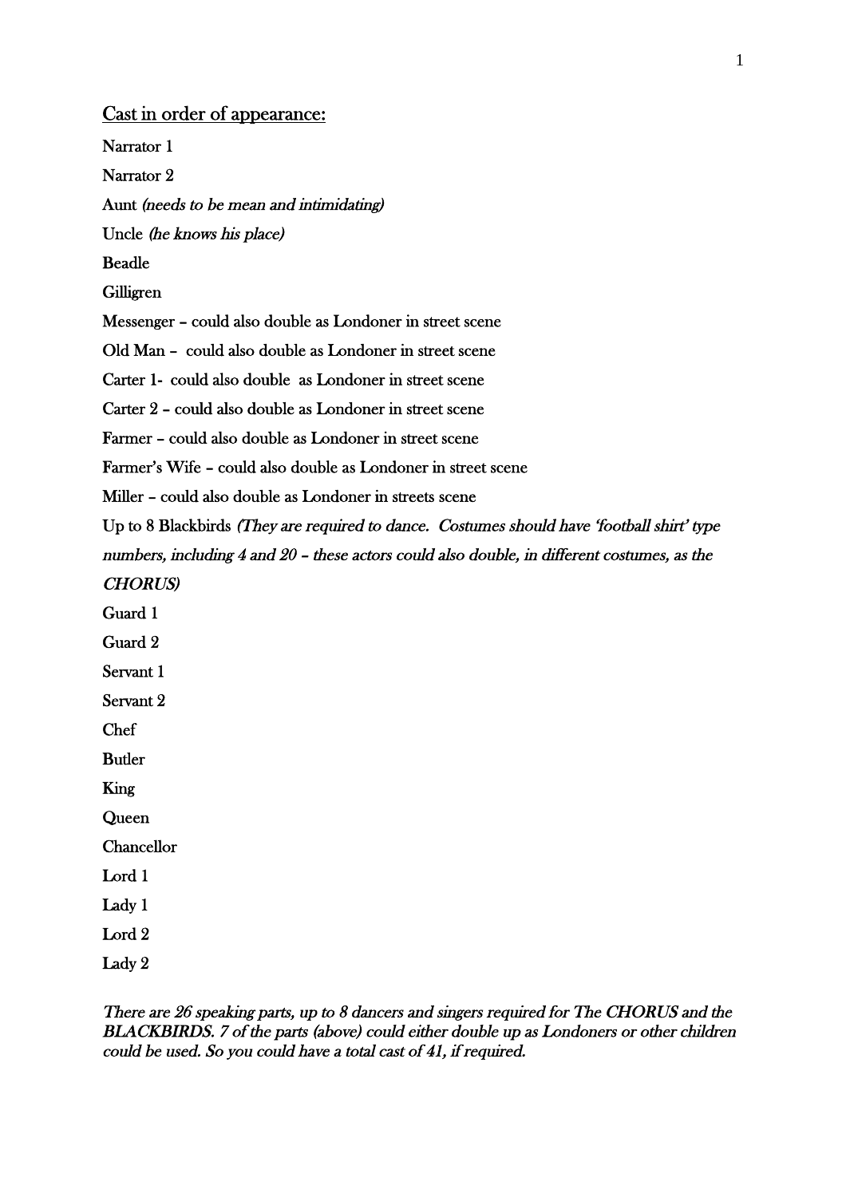## Cast in order of appearance:

Narrator 1

Narrator 2

Aunt *(needs to be mean and intimidating)*

Uncle *(he knows his place)*

Beadle

Gilligren

Messenger – could also double as Londoner in street scene

Old Man – could also double as Londoner in street scene

Carter 1- could also double as Londoner in street scene

Carter 2 – could also double as Londoner in street scene

Farmer – could also double as Londoner in street scene

Farmer's Wife – could also double as Londoner in street scene

Miller – could also double as Londoner in streets scene

Up to 8 Blackbirds *(They are required to dance. Costumes should have 'football shirt' type numbers, including 4 and 20 – these actors could also double, in different costumes, as the CHORUS)*

Guard 1

Guard 2

Servant 1

Servant 2

Chef

Butler

King

Queen

Chancellor

Lord 1

Lady 1

Lord 2

Lady 2

*There are 26 speaking parts, up to 8 dancers and singers required for The CHORUS and the BLACKBIRDS. 7 of the parts (above) could either double up as Londoners or other children could be used. So you could have a total cast of 41, if required.*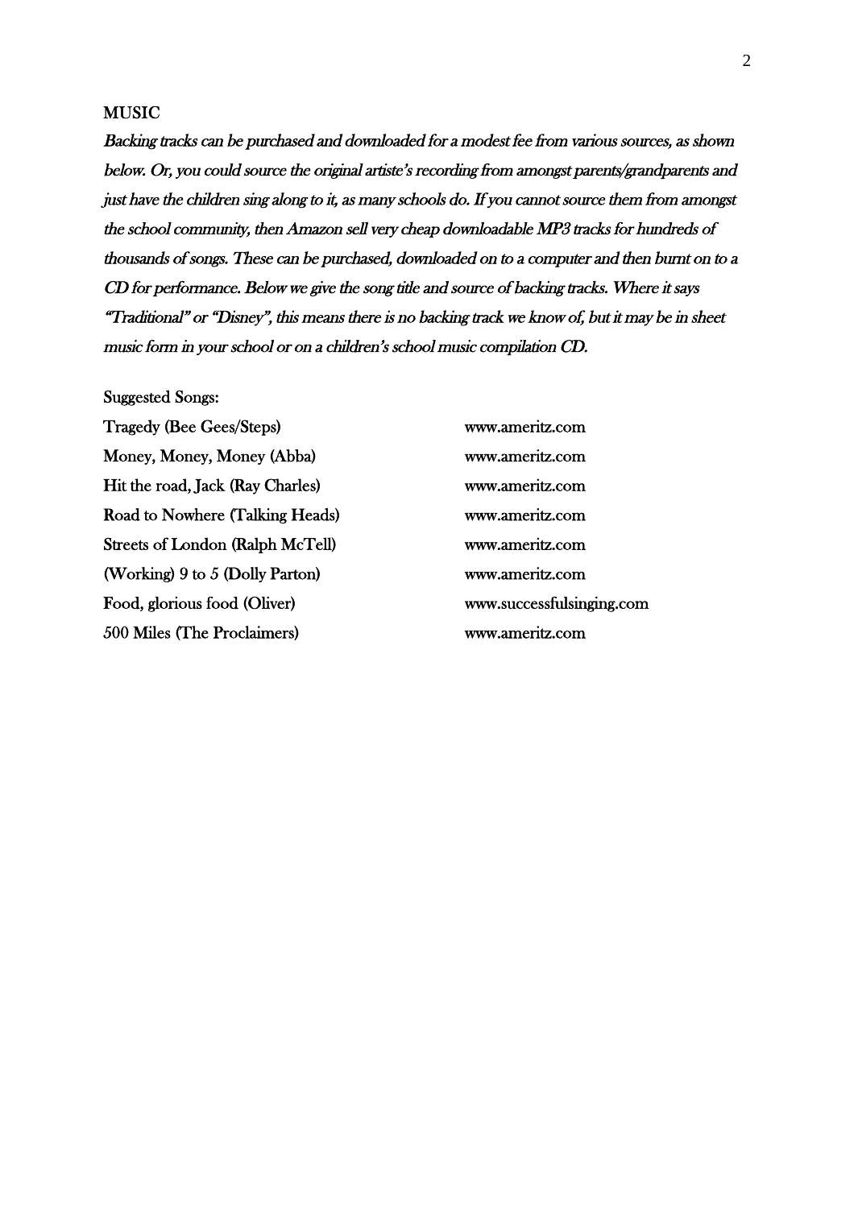## MUSIC

*Backing tracks can be purchased and downloaded for a modest fee from various sources, as shown below. Or, you could source the original artiste's recording from amongst parents/grandparents and just have the children sing along to it, as many schools do. If you cannot source them from amongst the school community, then Amazon sell very cheap downloadable MP3 tracks for hundreds of thousands of songs. These can be purchased, downloaded on to a computer and then burnt on to a CD for performance. Below we give the song title and source of backing tracks. Where it says "Traditional" or "Disney", this means there is no backing track we know of, but it may be in sheet music form in your school or on a children's school music compilation CD.*

Suggested Songs:

| | |
|---|---|
| Tragedy (Bee Gees/Steps) | www.ameritz.com |
| Money, Money, Money (Abba) | www.ameritz.com |
| Hit the road, Jack (Ray Charles) | www.ameritz.com |
| Road to Nowhere (Talking Heads) | www.ameritz.com |
| Streets of London (Ralph McTell) | www.ameritz.com |
| (Working) 9 to 5 (Dolly Parton) | www.ameritz.com |
| Food, glorious food (Oliver) | www.successfulsinging.com |
| 500 Miles (The Proclaimers) | www.ameritz.com |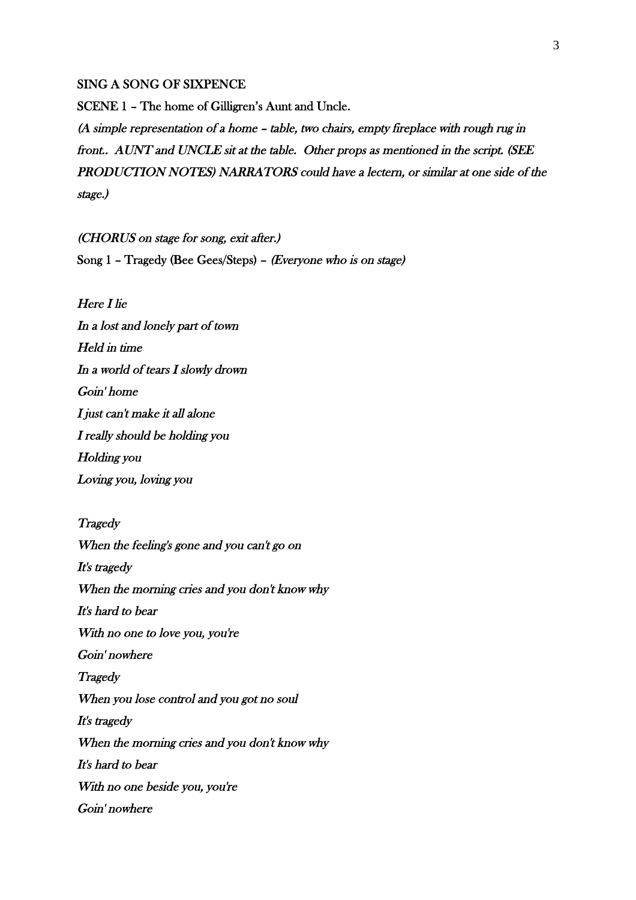SING A SONG OF SIXPENCE

SCENE 1 – The home of Gilligren's Aunt and Uncle.

*(A simple representation of a home – table, two chairs, empty fireplace with rough rug in front.. AUNT and UNCLE sit at the table. Other props as mentioned in the script. (SEE PRODUCTION NOTES) NARRATORS could have a lectern, or similar at one side of the stage.)*

*(CHORUS on stage for song, exit after.)*

Song 1 – Tragedy (Bee Gees/Steps) – *(Everyone who is on stage)*

*Here I lie*
*In a lost and lonely part of town*
*Held in time*
*In a world of tears I slowly drown*
*Goin' home*
*I just can't make it all alone*
*I really should be holding you*
*Holding you*
*Loving you, loving you*

*Tragedy*
*When the feeling's gone and you can't go on*
*It's tragedy*
*When the morning cries and you don't know why*
*It's hard to bear*
*With no one to love you, you're*
*Goin' nowhere*
*Tragedy*
*When you lose control and you got no soul*
*It's tragedy*
*When the morning cries and you don't know why*
*It's hard to bear*
*With no one beside you, you're*
*Goin' nowhere*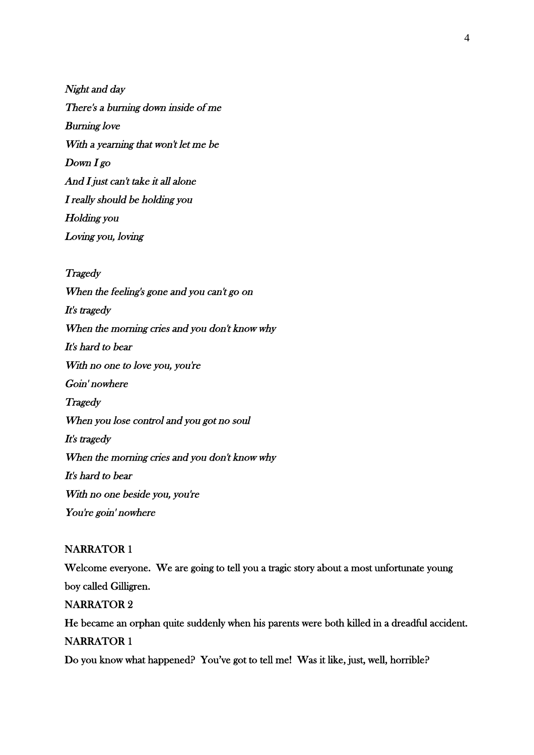*Night and day*
*There's a burning down inside of me*
*Burning love*
*With a yearning that won't let me be*
*Down I go*
*And I just can't take it all alone*
*I really should be holding you*
*Holding you*
*Loving you, loving*

*Tragedy*
*When the feeling's gone and you can't go on*
*It's tragedy*
*When the morning cries and you don't know why*
*It's hard to bear*
*With no one to love you, you're*
*Goin' nowhere*
*Tragedy*
*When you lose control and you got no soul*
*It's tragedy*
*When the morning cries and you don't know why*
*It's hard to bear*
*With no one beside you, you're*
*You're goin' nowhere*

NARRATOR 1

Welcome everyone. We are going to tell you a tragic story about a most unfortunate young boy called Gilligren.

NARRATOR 2

He became an orphan quite suddenly when his parents were both killed in a dreadful accident.

NARRATOR 1

Do you know what happened? You've got to tell me! Was it like, just, well, horrible?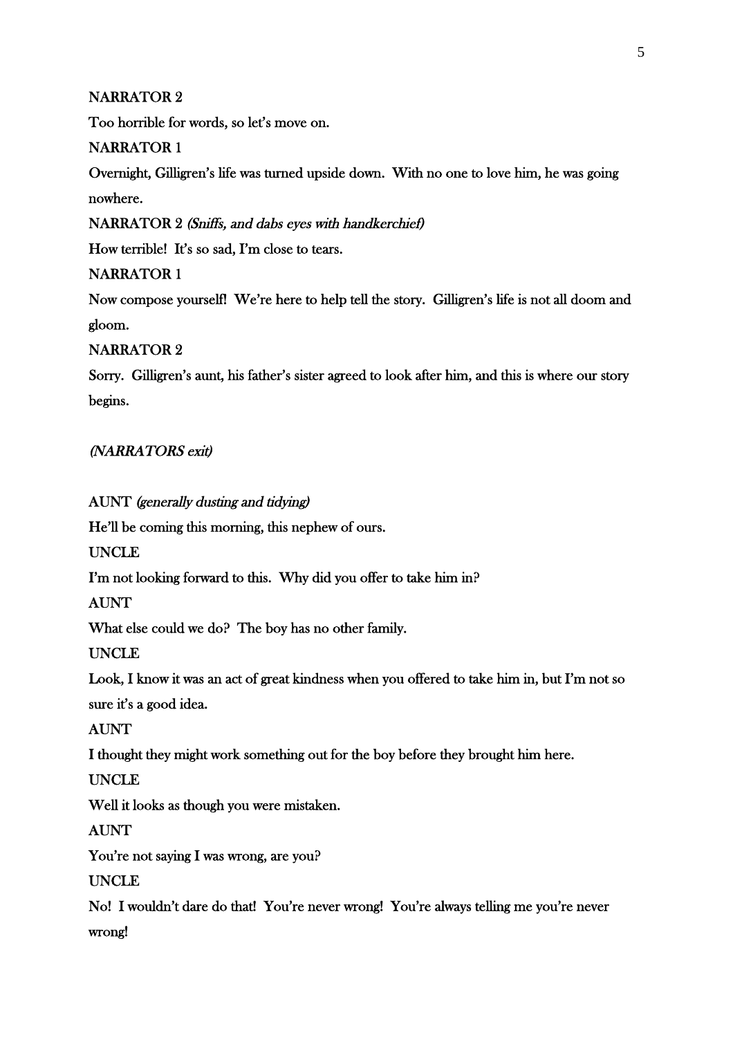NARRATOR 2

Too horrible for words, so let's move on.

NARRATOR 1

Overnight, Gilligren's life was turned upside down. With no one to love him, he was going nowhere.

NARRATOR 2 *(Sniffs, and dabs eyes with handkerchief)*

How terrible! It's so sad, I'm close to tears.

NARRATOR 1

Now compose yourself! We're here to help tell the story. Gilligren's life is not all doom and gloom.

NARRATOR 2

Sorry. Gilligren's aunt, his father's sister agreed to look after him, and this is where our story begins.

*(NARRATORS exit)*

AUNT *(generally dusting and tidying)*

He'll be coming this morning, this nephew of ours.

UNCLE

I'm not looking forward to this. Why did you offer to take him in?

AUNT

What else could we do? The boy has no other family.

UNCLE

Look, I know it was an act of great kindness when you offered to take him in, but I'm not so sure it's a good idea.

AUNT

I thought they might work something out for the boy before they brought him here.

UNCLE

Well it looks as though you were mistaken.

AUNT

You're not saying I was wrong, are you?

UNCLE

No! I wouldn't dare do that! You're never wrong! You're always telling me you're never wrong!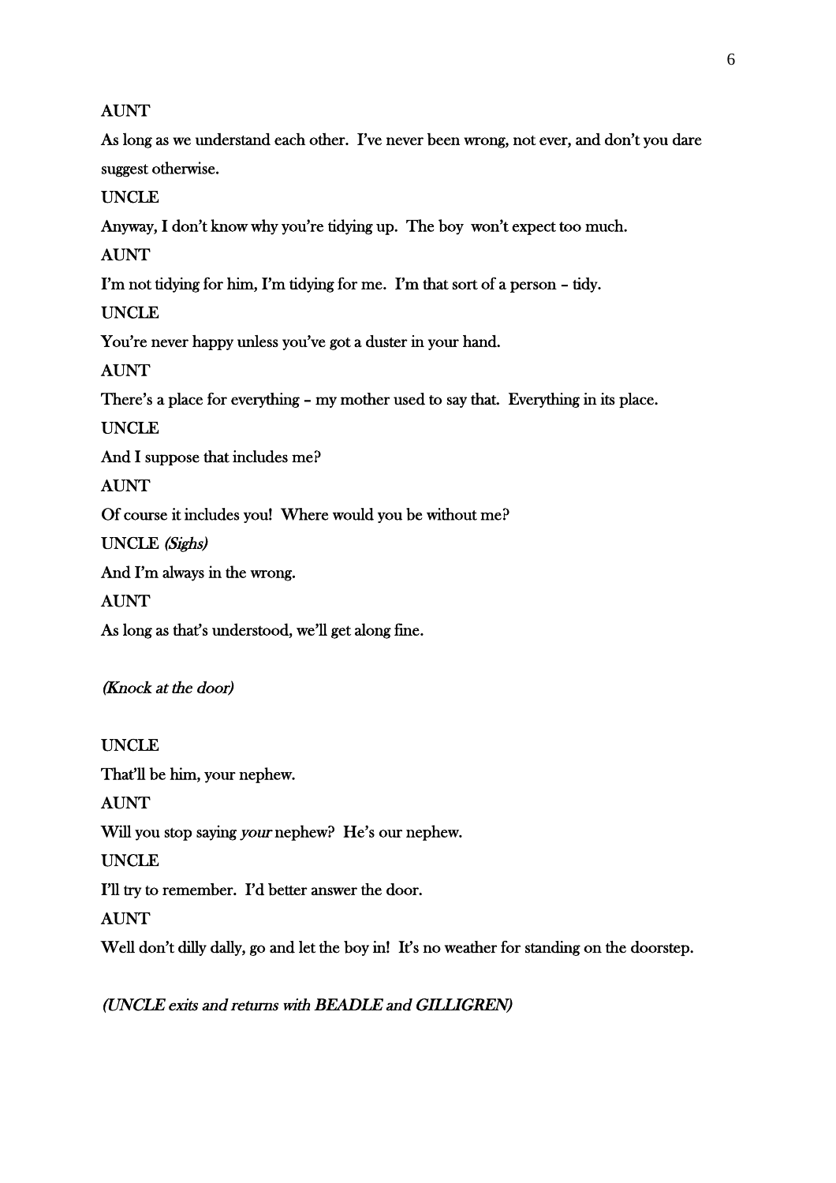AUNT

As long as we understand each other. I've never been wrong, not ever, and don't you dare suggest otherwise.

UNCLE

Anyway, I don't know why you're tidying up. The boy won't expect too much.

AUNT

I'm not tidying for him, I'm tidying for me. I'm that sort of a person – tidy.

UNCLE

You're never happy unless you've got a duster in your hand.

AUNT

There's a place for everything – my mother used to say that. Everything in its place.

UNCLE

And I suppose that includes me?

AUNT

Of course it includes you! Where would you be without me?

UNCLE *(Sighs)*

And I'm always in the wrong.

AUNT

As long as that's understood, we'll get along fine.

*(Knock at the door)*

UNCLE

That'll be him, your nephew.

AUNT

Will you stop saying *your* nephew? He's our nephew.

UNCLE

I'll try to remember. I'd better answer the door.

AUNT

Well don't dilly dally, go and let the boy in! It's no weather for standing on the doorstep.

*(UNCLE exits and returns with BEADLE and GILLIGREN)*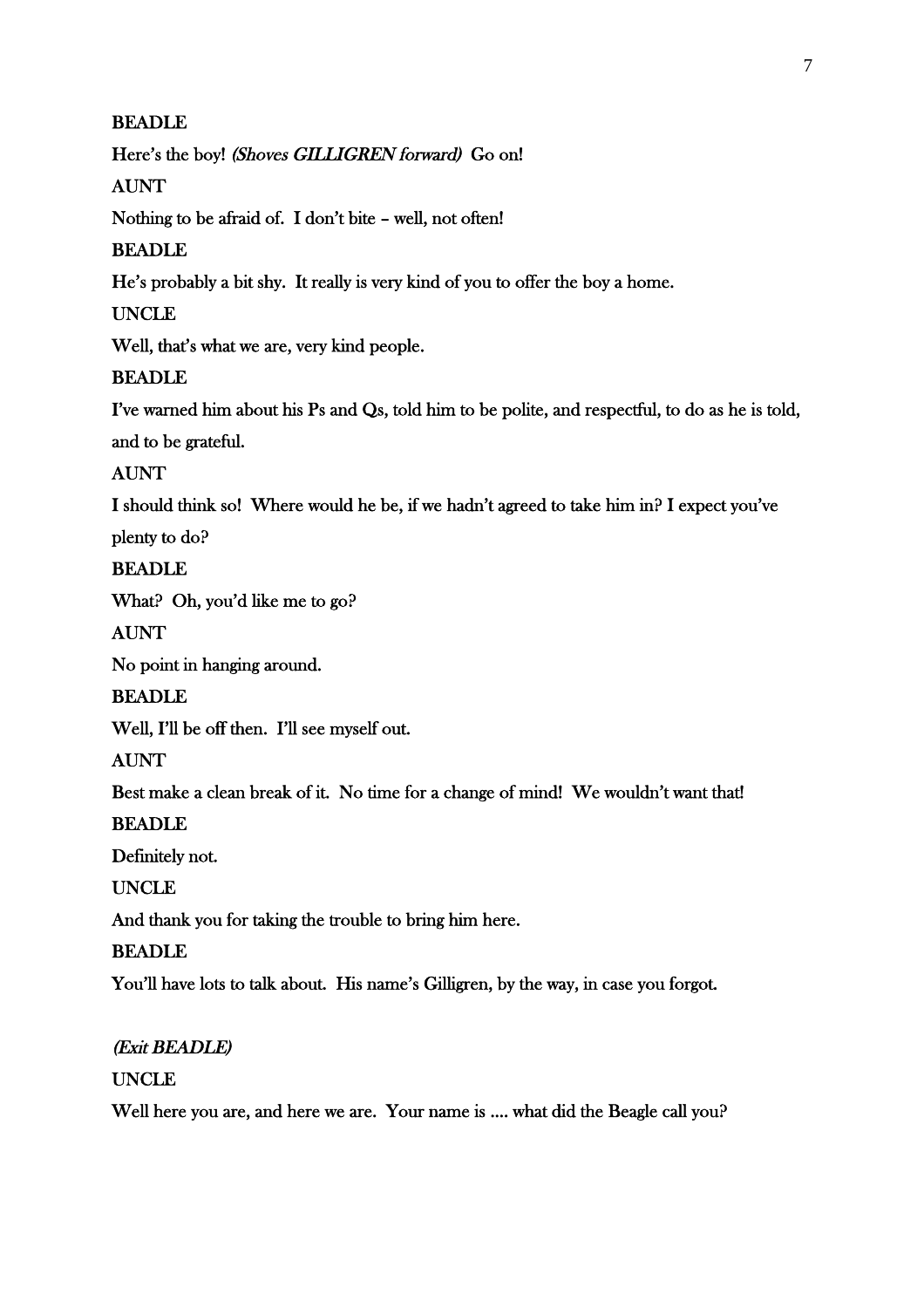**BEADLE**

Here's the boy! *(Shoves GILLIGREN forward)* Go on!

**AUNT**

Nothing to be afraid of. I don't bite – well, not often!

**BEADLE**

He's probably a bit shy. It really is very kind of you to offer the boy a home.

**UNCLE**

Well, that's what we are, very kind people.

**BEADLE**

I've warned him about his Ps and Qs, told him to be polite, and respectful, to do as he is told, and to be grateful.

**AUNT**

I should think so! Where would he be, if we hadn't agreed to take him in? I expect you've plenty to do?

**BEADLE**

What? Oh, you'd like me to go?

**AUNT**

No point in hanging around.

**BEADLE**

Well, I'll be off then. I'll see myself out.

**AUNT**

Best make a clean break of it. No time for a change of mind! We wouldn't want that!

**BEADLE**

Definitely not.

**UNCLE**

And thank you for taking the trouble to bring him here.

**BEADLE**

You'll have lots to talk about. His name's Gilligren, by the way, in case you forgot.

***(Exit BEADLE)***

**UNCLE**

Well here you are, and here we are. Your name is .... what did the Beagle call you?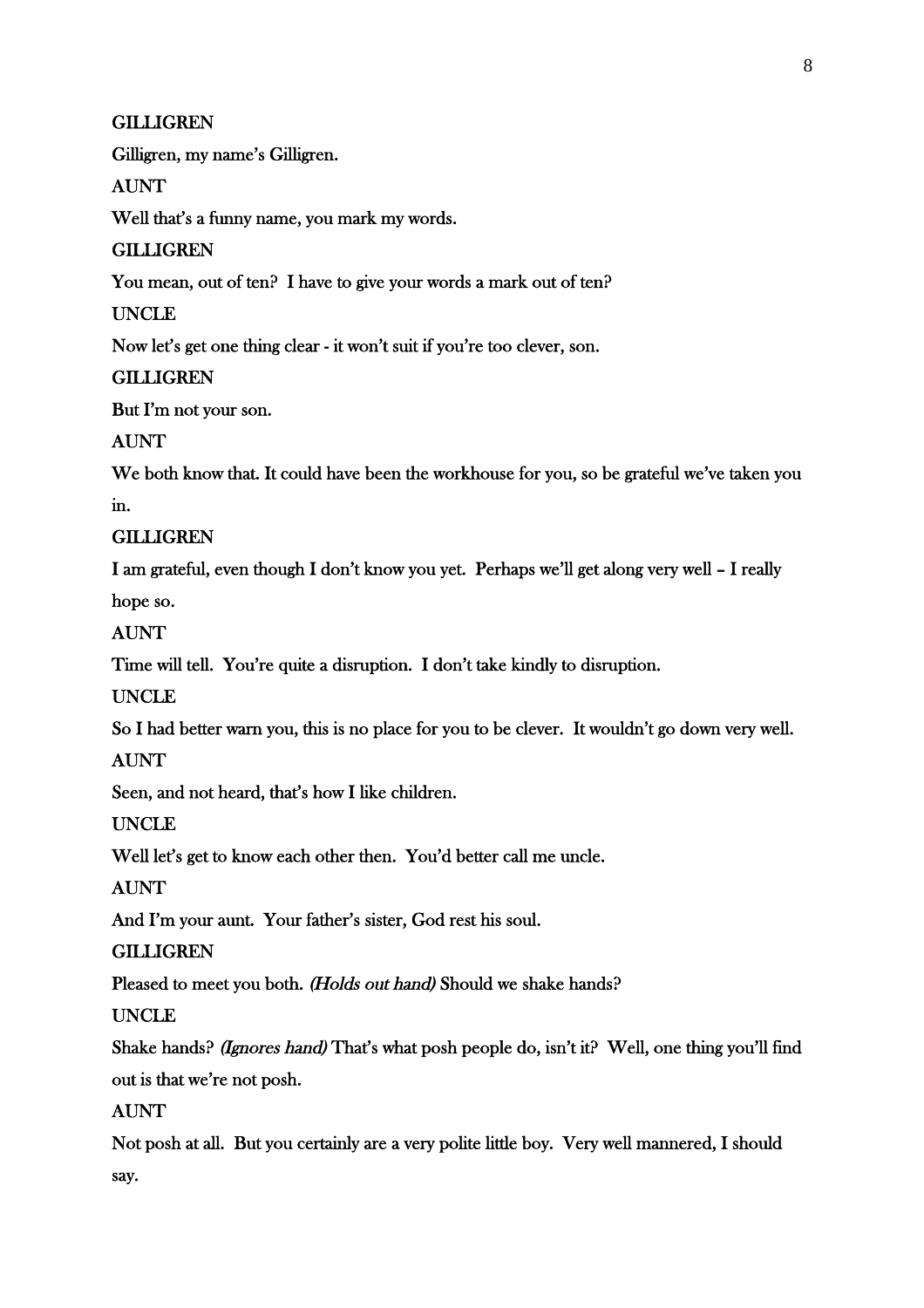**GILLIGREN**

Gilligren, my name's Gilligren.

**AUNT**

Well that's a funny name, you mark my words.

**GILLIGREN**

You mean, out of ten? I have to give your words a mark out of ten?

**UNCLE**

Now let's get one thing clear - it won't suit if you're too clever, son.

**GILLIGREN**

But I'm not your son.

**AUNT**

We both know that. It could have been the workhouse for you, so be grateful we've taken you in.

**GILLIGREN**

I am grateful, even though I don't know you yet. Perhaps we'll get along very well – I really hope so.

**AUNT**

Time will tell. You're quite a disruption. I don't take kindly to disruption.

**UNCLE**

So I had better warn you, this is no place for you to be clever. It wouldn't go down very well.

**AUNT**

Seen, and not heard, that's how I like children.

**UNCLE**

Well let's get to know each other then. You'd better call me uncle.

**AUNT**

And I'm your aunt. Your father's sister, God rest his soul.

**GILLIGREN**

Pleased to meet you both. *(Holds out hand)* Should we shake hands?

**UNCLE**

Shake hands? *(Ignores hand)* That's what posh people do, isn't it? Well, one thing you'll find out is that we're not posh.

**AUNT**

Not posh at all. But you certainly are a very polite little boy. Very well mannered, I should say.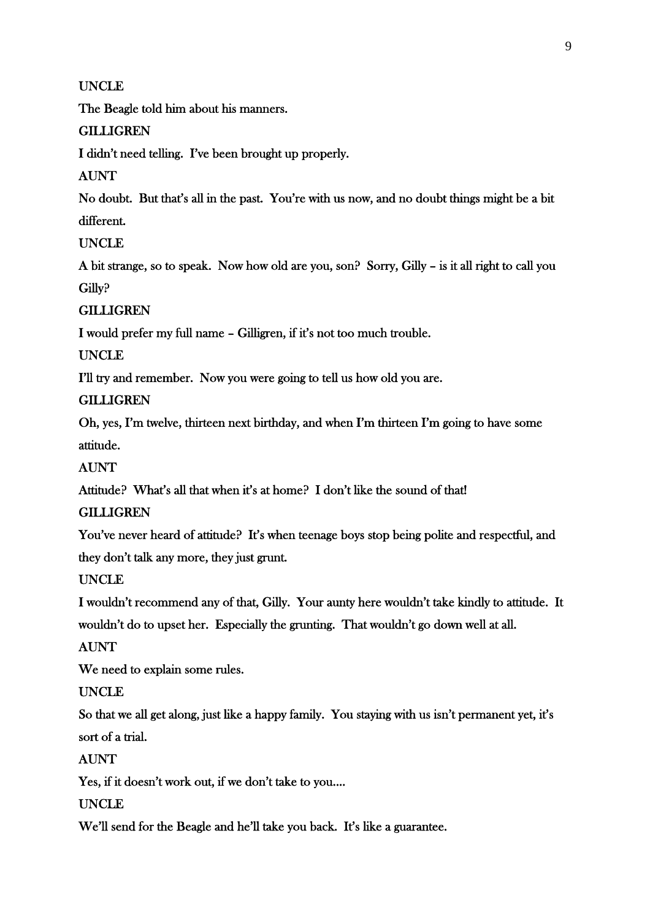UNCLE

The Beagle told him about his manners.

GILLIGREN

I didn't need telling.  I've been brought up properly.

AUNT

No doubt.  But that's all in the past.  You're with us now, and no doubt things might be a bit different.

UNCLE

A bit strange, so to speak.  Now how old are you, son?  Sorry, Gilly – is it all right to call you Gilly?

GILLIGREN

I would prefer my full name – Gilligren, if it's not too much trouble.

UNCLE

I'll try and remember.  Now you were going to tell us how old you are.

GILLIGREN

Oh, yes, I'm twelve, thirteen next birthday, and when I'm thirteen I'm going to have some attitude.

AUNT

Attitude?  What's all that when it's at home?  I don't like the sound of that!

GILLIGREN

You've never heard of attitude?  It's when teenage boys stop being polite and respectful, and they don't talk any more, they just grunt.

UNCLE

I wouldn't recommend any of that, Gilly.  Your aunty here wouldn't take kindly to attitude.  It wouldn't do to upset her.  Especially the grunting.  That wouldn't go down well at all.

AUNT

We need to explain some rules.

UNCLE

So that we all get along, just like a happy family.  You staying with us isn't permanent yet, it's sort of a trial.

AUNT

Yes, if it doesn't work out, if we don't take to you....

UNCLE

We'll send for the Beagle and he'll take you back.  It's like a guarantee.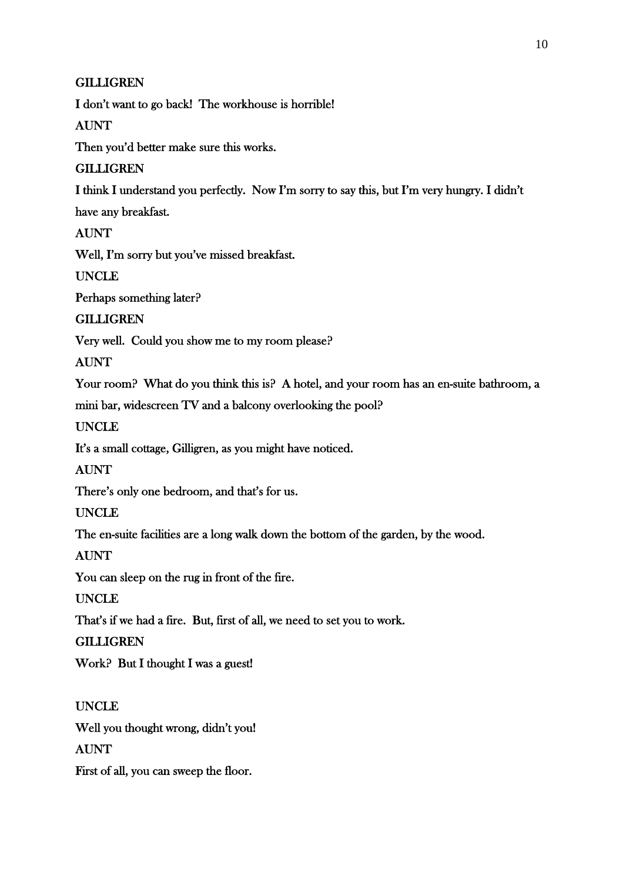GILLIGREN

I don't want to go back!  The workhouse is horrible!

AUNT

Then you'd better make sure this works.

GILLIGREN

I think I understand you perfectly.  Now I'm sorry to say this, but I'm very hungry. I didn't have any breakfast.

AUNT

Well, I'm sorry but you've missed breakfast.

UNCLE

Perhaps something later?

GILLIGREN

Very well.  Could you show me to my room please?

AUNT

Your room?  What do you think this is?  A hotel, and your room has an en-suite bathroom, a mini bar, widescreen TV and a balcony overlooking the pool?

UNCLE

It's a small cottage, Gilligren, as you might have noticed.

AUNT

There's only one bedroom, and that's for us.

UNCLE

The en-suite facilities are a long walk down the bottom of the garden, by the wood.

AUNT

You can sleep on the rug in front of the fire.

UNCLE

That's if we had a fire.  But, first of all, we need to set you to work.

GILLIGREN

Work?  But I thought I was a guest!

UNCLE

Well you thought wrong, didn't you!

AUNT

First of all, you can sweep the floor.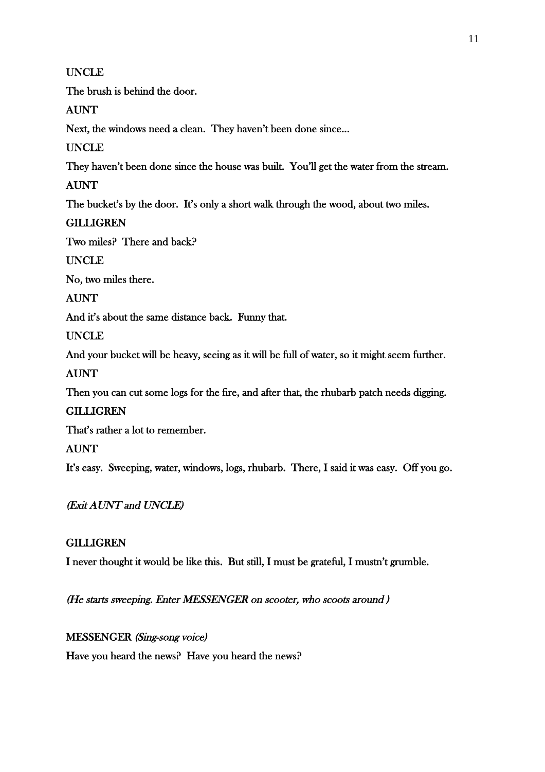UNCLE

The brush is behind the door.

AUNT

Next, the windows need a clean. They haven't been done since...

UNCLE

They haven't been done since the house was built. You'll get the water from the stream.

AUNT

The bucket's by the door. It's only a short walk through the wood, about two miles.

GILLIGREN

Two miles? There and back?

UNCLE

No, two miles there.

AUNT

And it's about the same distance back. Funny that.

UNCLE

And your bucket will be heavy, seeing as it will be full of water, so it might seem further.

AUNT

Then you can cut some logs for the fire, and after that, the rhubarb patch needs digging.

GILLIGREN

That's rather a lot to remember.

AUNT

It's easy. Sweeping, water, windows, logs, rhubarb. There, I said it was easy. Off you go.

*(Exit AUNT and UNCLE)*

GILLIGREN

I never thought it would be like this. But still, I must be grateful, I mustn't grumble.

*(He starts sweeping. Enter MESSENGER on scooter, who scoots around )*

MESSENGER *(Sing-song voice)*

Have you heard the news? Have you heard the news?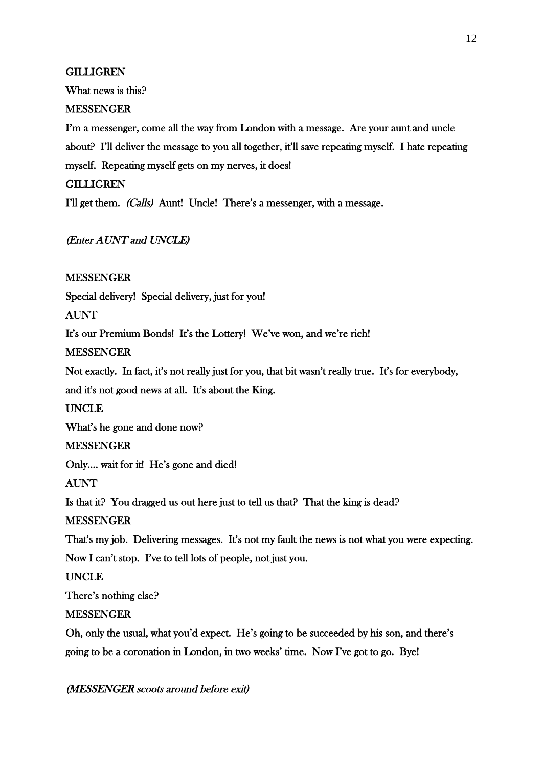**GILLIGREN**

What news is this?

**MESSENGER**

I'm a messenger, come all the way from London with a message. Are your aunt and uncle about? I'll deliver the message to you all together, it'll save repeating myself. I hate repeating myself. Repeating myself gets on my nerves, it does!

**GILLIGREN**

I'll get them. *(Calls)* Aunt! Uncle! There's a messenger, with a message.

*(Enter AUNT and UNCLE)*

**MESSENGER**

Special delivery! Special delivery, just for you!

**AUNT**

It's our Premium Bonds! It's the Lottery! We've won, and we're rich!

**MESSENGER**

Not exactly. In fact, it's not really just for you, that bit wasn't really true. It's for everybody, and it's not good news at all. It's about the King.

**UNCLE**

What's he gone and done now?

**MESSENGER**

Only.... wait for it! He's gone and died!

**AUNT**

Is that it? You dragged us out here just to tell us that? That the king is dead?

**MESSENGER**

That's my job. Delivering messages. It's not my fault the news is not what you were expecting. Now I can't stop. I've to tell lots of people, not just you.

**UNCLE**

There's nothing else?

**MESSENGER**

Oh, only the usual, what you'd expect. He's going to be succeeded by his son, and there's going to be a coronation in London, in two weeks' time. Now I've got to go. Bye!

*(MESSENGER scoots around before exit)*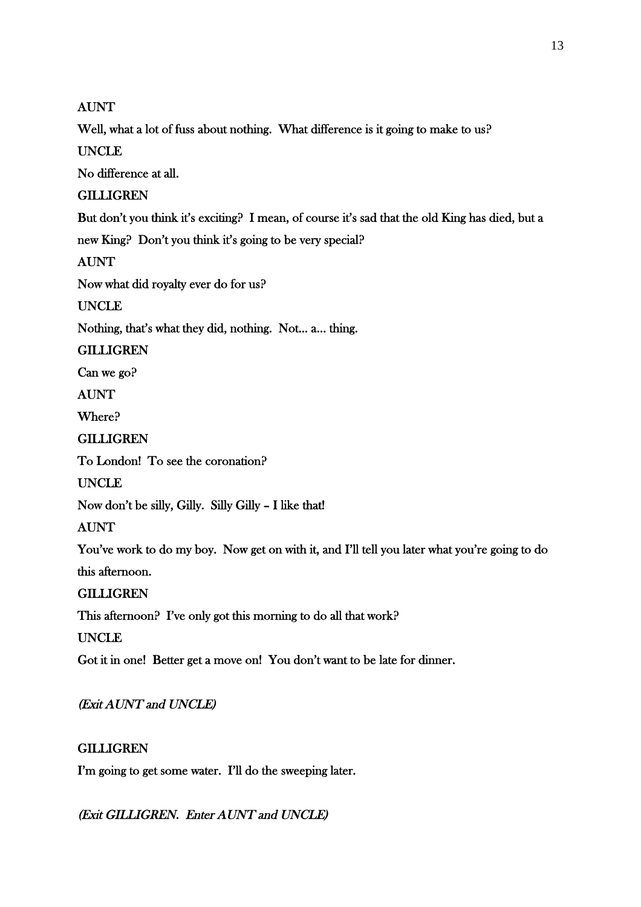AUNT

Well, what a lot of fuss about nothing. What difference is it going to make to us?

UNCLE

No difference at all.

GILLIGREN

But don't you think it's exciting? I mean, of course it's sad that the old King has died, but a new King? Don't you think it's going to be very special?

AUNT

Now what did royalty ever do for us?

UNCLE

Nothing, that's what they did, nothing. Not... a... thing.

GILLIGREN

Can we go?

AUNT

Where?

GILLIGREN

To London! To see the coronation?

UNCLE

Now don't be silly, Gilly. Silly Gilly – I like that!

AUNT

You've work to do my boy. Now get on with it, and I'll tell you later what you're going to do this afternoon.

GILLIGREN

This afternoon? I've only got this morning to do all that work?

UNCLE

Got it in one! Better get a move on! You don't want to be late for dinner.

*(Exit AUNT and UNCLE)*

GILLIGREN

I'm going to get some water. I'll do the sweeping later.

*(Exit GILLIGREN. Enter AUNT and UNCLE)*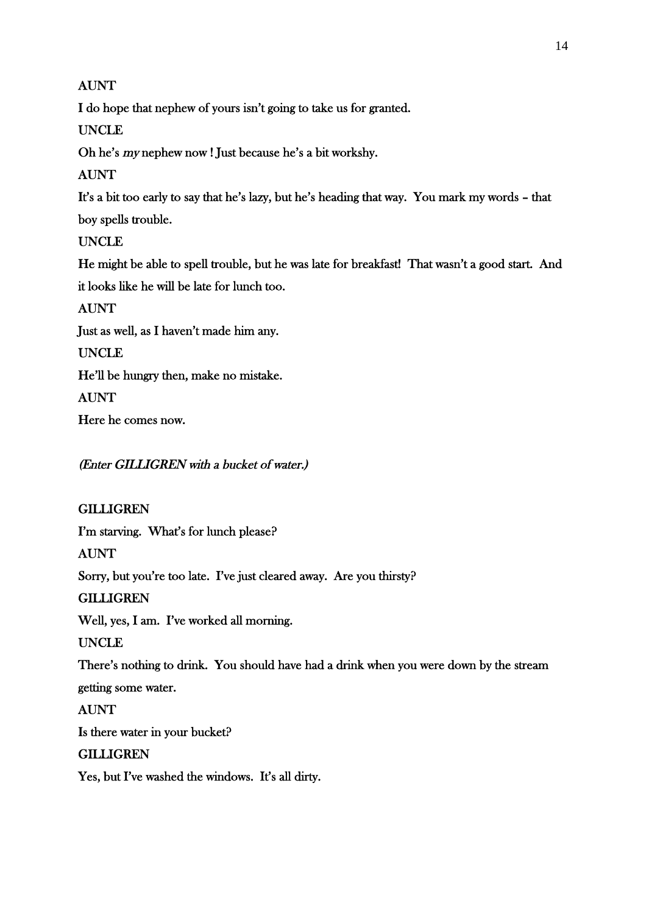AUNT

I do hope that nephew of yours isn't going to take us for granted.

UNCLE

Oh he's *my* nephew now ! Just because he's a bit workshy.

AUNT

It's a bit too early to say that he's lazy, but he's heading that way. You mark my words – that boy spells trouble.

UNCLE

He might be able to spell trouble, but he was late for breakfast! That wasn't a good start. And it looks like he will be late for lunch too.

AUNT

Just as well, as I haven't made him any.

UNCLE

He'll be hungry then, make no mistake.

AUNT

Here he comes now.

*(Enter GILLIGREN with a bucket of water.)*

GILLIGREN

I'm starving. What's for lunch please?

AUNT

Sorry, but you're too late. I've just cleared away. Are you thirsty?

GILLIGREN

Well, yes, I am. I've worked all morning.

UNCLE

There's nothing to drink. You should have had a drink when you were down by the stream getting some water.

AUNT

Is there water in your bucket?

GILLIGREN

Yes, but I've washed the windows. It's all dirty.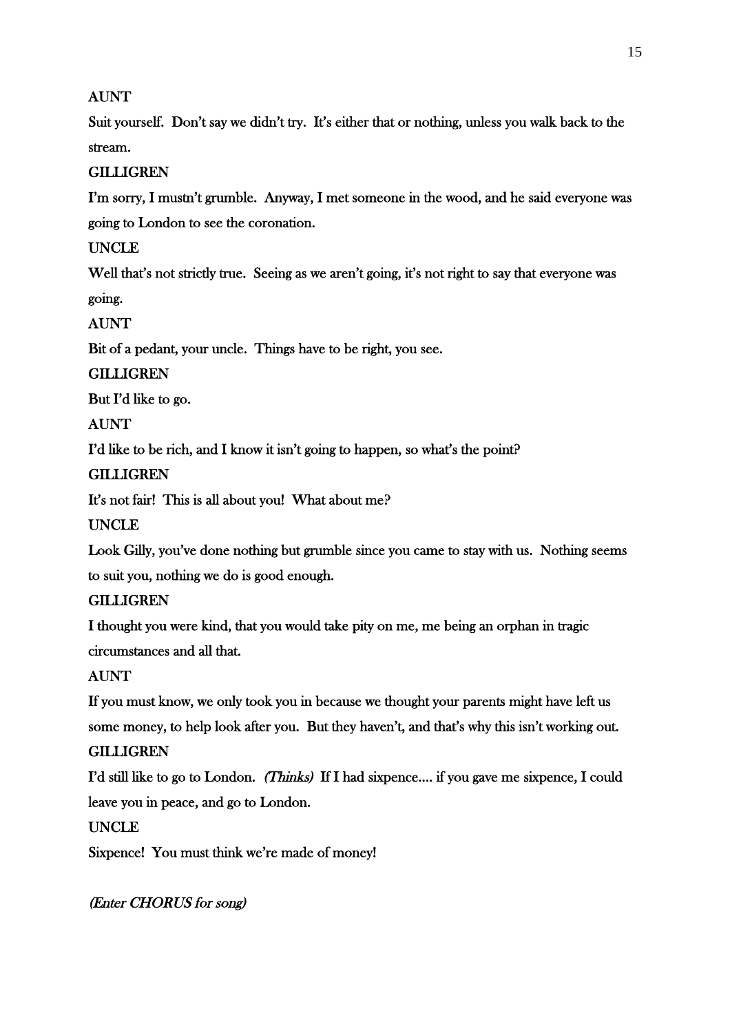AUNT

Suit yourself. Don't say we didn't try. It's either that or nothing, unless you walk back to the stream.

GILLIGREN

I'm sorry, I mustn't grumble. Anyway, I met someone in the wood, and he said everyone was going to London to see the coronation.

UNCLE

Well that's not strictly true. Seeing as we aren't going, it's not right to say that everyone was going.

AUNT

Bit of a pedant, your uncle. Things have to be right, you see.

GILLIGREN

But I'd like to go.

AUNT

I'd like to be rich, and I know it isn't going to happen, so what's the point?

GILLIGREN

It's not fair! This is all about you! What about me?

UNCLE

Look Gilly, you've done nothing but grumble since you came to stay with us. Nothing seems to suit you, nothing we do is good enough.

GILLIGREN

I thought you were kind, that you would take pity on me, me being an orphan in tragic circumstances and all that.

AUNT

If you must know, we only took you in because we thought your parents might have left us some money, to help look after you. But they haven't, and that's why this isn't working out.

GILLIGREN

I'd still like to go to London. *(Thinks)* If I had sixpence.... if you gave me sixpence, I could leave you in peace, and go to London.

UNCLE

Sixpence! You must think we're made of money!

*(Enter CHORUS for song)*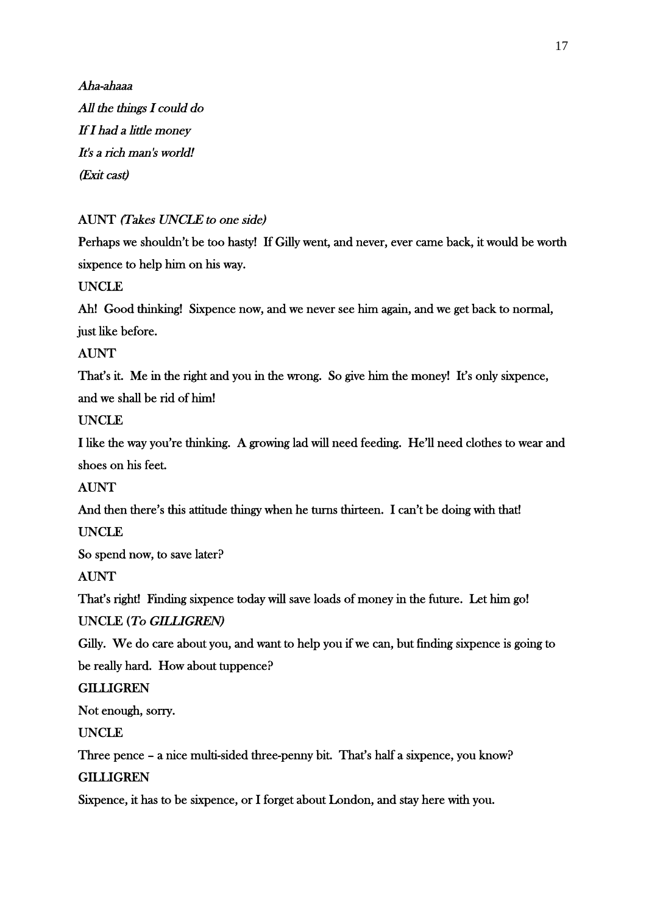*Aha-ahaaa*

*All the things I could do*

*If I had a little money*

*It's a rich man's world!*

*(Exit cast)*

AUNT *(Takes UNCLE to one side)*

Perhaps we shouldn't be too hasty! If Gilly went, and never, ever came back, it would be worth sixpence to help him on his way.

UNCLE

Ah! Good thinking! Sixpence now, and we never see him again, and we get back to normal, just like before.

AUNT

That's it. Me in the right and you in the wrong. So give him the money! It's only sixpence, and we shall be rid of him!

UNCLE

I like the way you're thinking. A growing lad will need feeding. He'll need clothes to wear and shoes on his feet.

AUNT

And then there's this attitude thingy when he turns thirteen. I can't be doing with that!

UNCLE

So spend now, to save later?

AUNT

That's right! Finding sixpence today will save loads of money in the future. Let him go!

UNCLE *(To GILLIGREN)*

Gilly. We do care about you, and want to help you if we can, but finding sixpence is going to be really hard. How about tuppence?

GILLIGREN

Not enough, sorry.

UNCLE

Three pence – a nice multi-sided three-penny bit. That's half a sixpence, you know?

GILLIGREN

Sixpence, it has to be sixpence, or I forget about London, and stay here with you.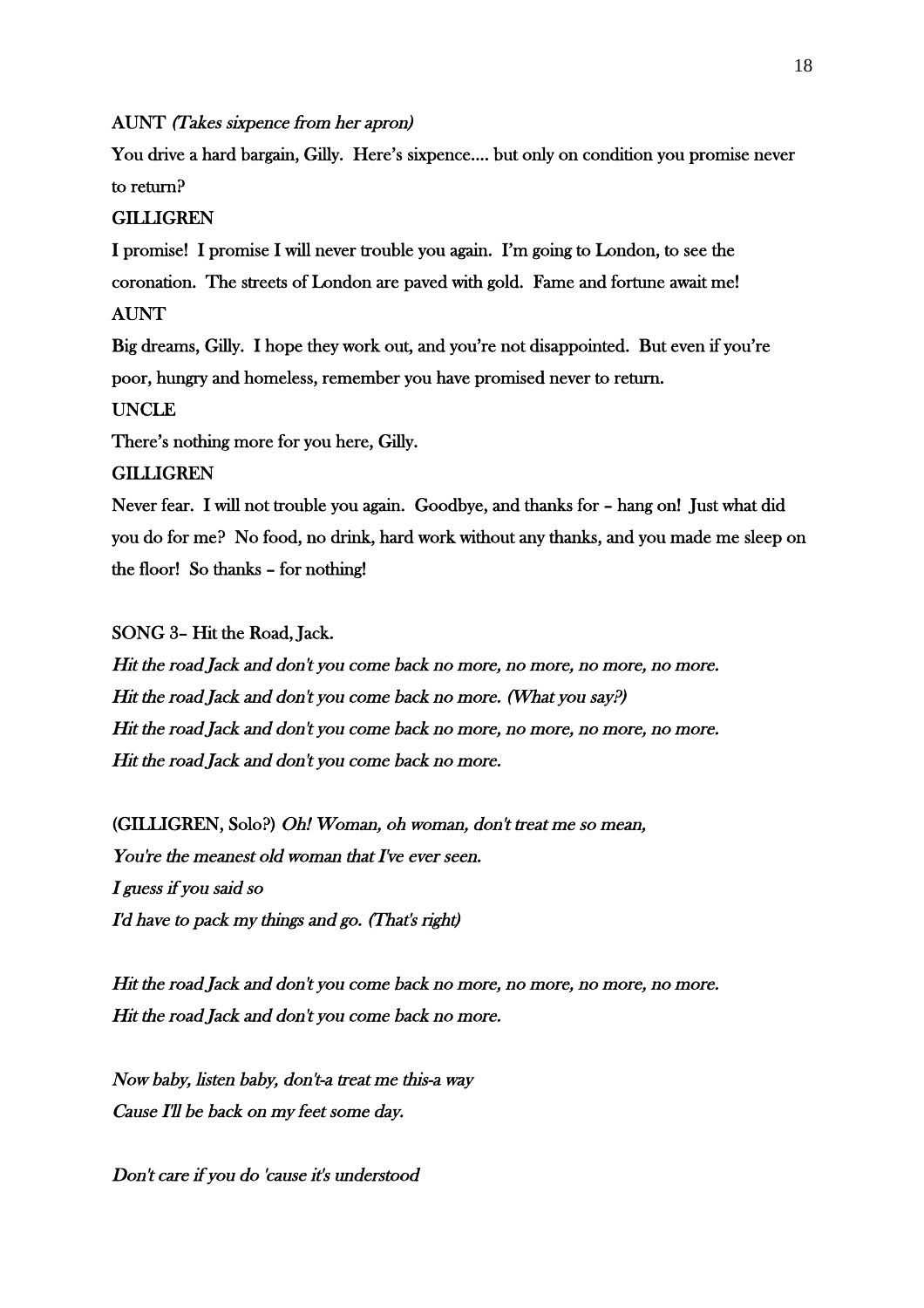AUNT *(Takes sixpence from her apron)*

You drive a hard bargain, Gilly. Here's sixpence.... but only on condition you promise never to return?

GILLIGREN

I promise! I promise I will never trouble you again. I'm going to London, to see the coronation. The streets of London are paved with gold. Fame and fortune await me!

AUNT

Big dreams, Gilly. I hope they work out, and you're not disappointed. But even if you're poor, hungry and homeless, remember you have promised never to return.

UNCLE

There's nothing more for you here, Gilly.

GILLIGREN

Never fear. I will not trouble you again. Goodbye, and thanks for – hang on! Just what did you do for me? No food, no drink, hard work without any thanks, and you made me sleep on the floor! So thanks – for nothing!

SONG 3– Hit the Road, Jack.

*Hit the road Jack and don't you come back no more, no more, no more, no more.*
*Hit the road Jack and don't you come back no more. (What you say?)*
*Hit the road Jack and don't you come back no more, no more, no more, no more.*
*Hit the road Jack and don't you come back no more.*

(GILLIGREN, Solo?) *Oh! Woman, oh woman, don't treat me so mean,*
*You're the meanest old woman that I've ever seen.*
*I guess if you said so*
*I'd have to pack my things and go. (That's right)*

*Hit the road Jack and don't you come back no more, no more, no more, no more.*
*Hit the road Jack and don't you come back no more.*

*Now baby, listen baby, don't-a treat me this-a way*
*Cause I'll be back on my feet some day.*

*Don't care if you do 'cause it's understood*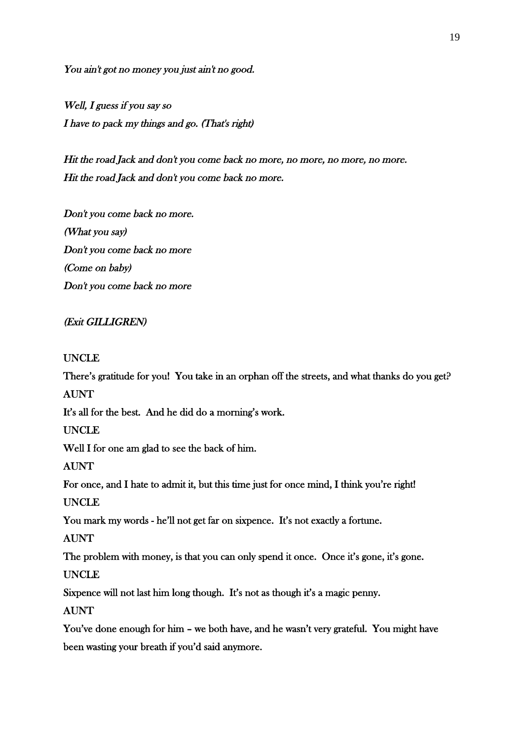*You ain't got no money you just ain't no good.*

*Well, I guess if you say so*
*I have to pack my things and go. (That's right)*

*Hit the road Jack and don't you come back no more, no more, no more, no more.*
*Hit the road Jack and don't you come back no more.*

*Don't you come back no more.*
*(What you say)*
*Don't you come back no more*
*(Come on baby)*
*Don't you come back no more*

*(Exit GILLIGREN)*

UNCLE
There's gratitude for you! You take in an orphan off the streets, and what thanks do you get?
AUNT
It's all for the best. And he did do a morning's work.
UNCLE
Well I for one am glad to see the back of him.
AUNT
For once, and I hate to admit it, but this time just for once mind, I think you're right!
UNCLE
You mark my words - he'll not get far on sixpence. It's not exactly a fortune.
AUNT
The problem with money, is that you can only spend it once. Once it's gone, it's gone.
UNCLE
Sixpence will not last him long though. It's not as though it's a magic penny.
AUNT
You've done enough for him – we both have, and he wasn't very grateful. You might have been wasting your breath if you'd said anymore.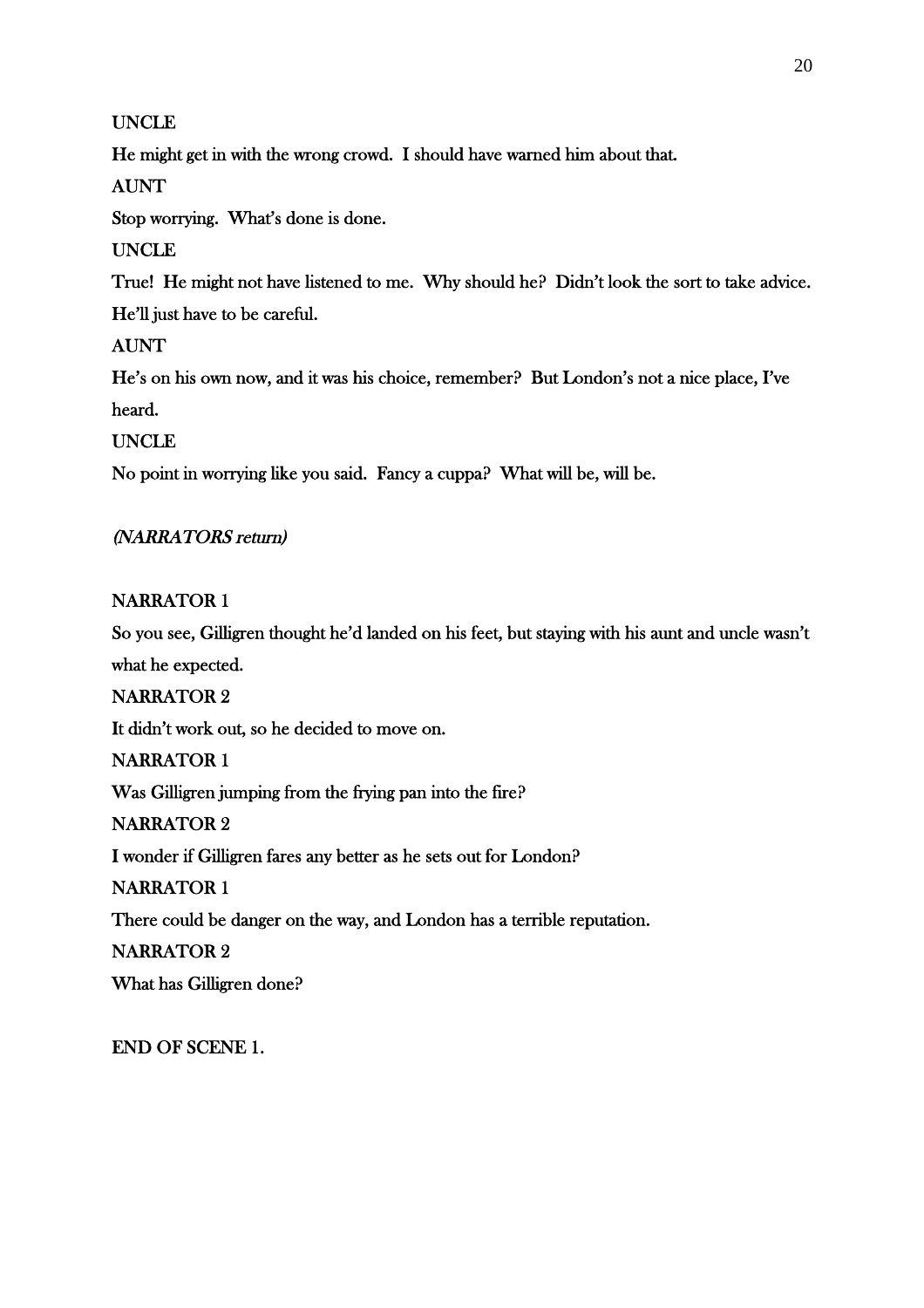UNCLE

He might get in with the wrong crowd. I should have warned him about that.

AUNT

Stop worrying. What's done is done.

UNCLE

True! He might not have listened to me. Why should he? Didn't look the sort to take advice. He'll just have to be careful.

AUNT

He's on his own now, and it was his choice, remember? But London's not a nice place, I've heard.

UNCLE

No point in worrying like you said. Fancy a cuppa? What will be, will be.

*(NARRATORS return)*

NARRATOR 1

So you see, Gilligren thought he'd landed on his feet, but staying with his aunt and uncle wasn't what he expected.

NARRATOR 2

It didn't work out, so he decided to move on.

NARRATOR 1

Was Gilligren jumping from the frying pan into the fire?

NARRATOR 2

I wonder if Gilligren fares any better as he sets out for London?

NARRATOR 1

There could be danger on the way, and London has a terrible reputation.

NARRATOR 2

What has Gilligren done?

END OF SCENE 1.